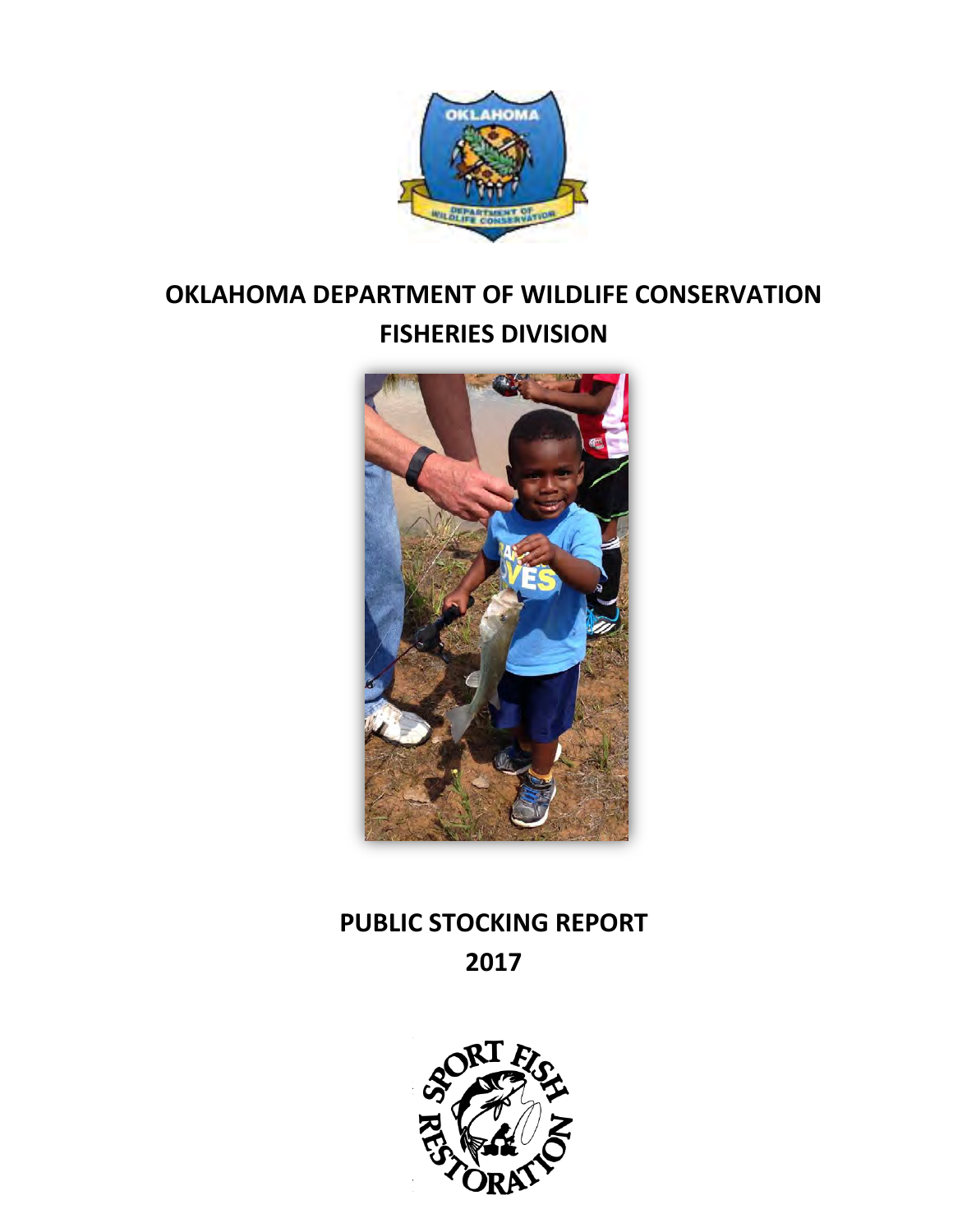# OKLAHOMA DEPARTMENT OF WILDLIFE CONSERVATION

## FISHERIES DIVISION

# PUBLIC STOCKING REPORT

## 2017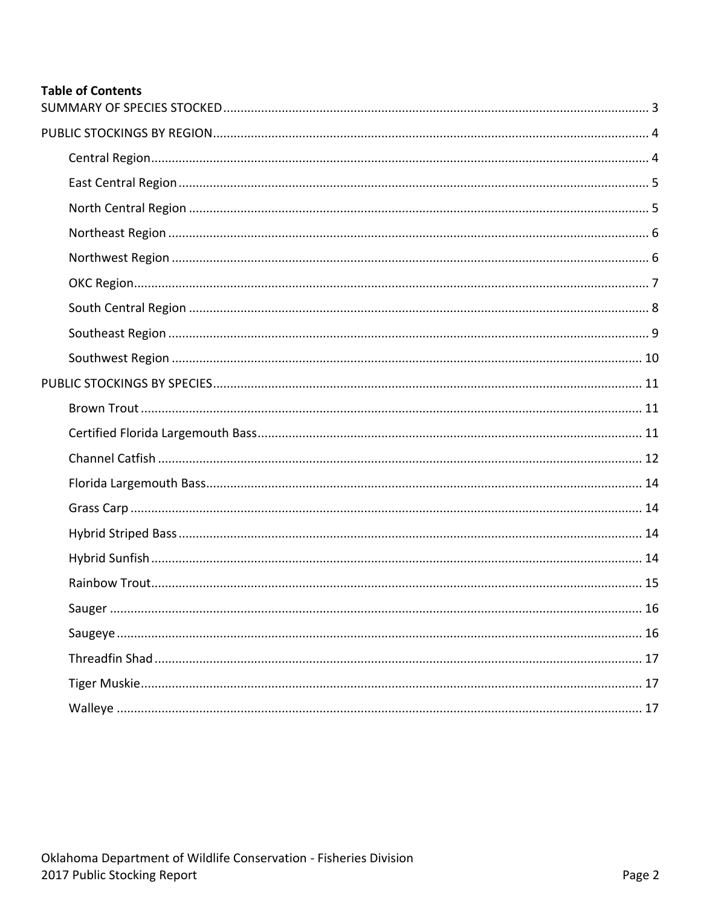**Table of Contents**

SUMMARY OF SPECIES STOCKED ........................................ 3

PUBLIC STOCKINGS BY REGION ........................................ 4

- Central Region ........................................ 4
- East Central Region ........................................ 5
- North Central Region ........................................ 5
- Northeast Region ........................................ 6
- Northwest Region ........................................ 6
- OKC Region ........................................ 7
- South Central Region ........................................ 8
- Southeast Region ........................................ 9
- Southwest Region ........................................ 10

PUBLIC STOCKINGS BY SPECIES ........................................ 11

- Brown Trout ........................................ 11
- Certified Florida Largemouth Bass ........................................ 11
- Channel Catfish ........................................ 12
- Florida Largemouth Bass ........................................ 14
- Grass Carp ........................................ 14
- Hybrid Striped Bass ........................................ 14
- Hybrid Sunfish ........................................ 14
- Rainbow Trout ........................................ 15
- Sauger ........................................ 16
- Saugeye ........................................ 16
- Threadfin Shad ........................................ 17
- Tiger Muskie ........................................ 17
- Walleye ........................................ 17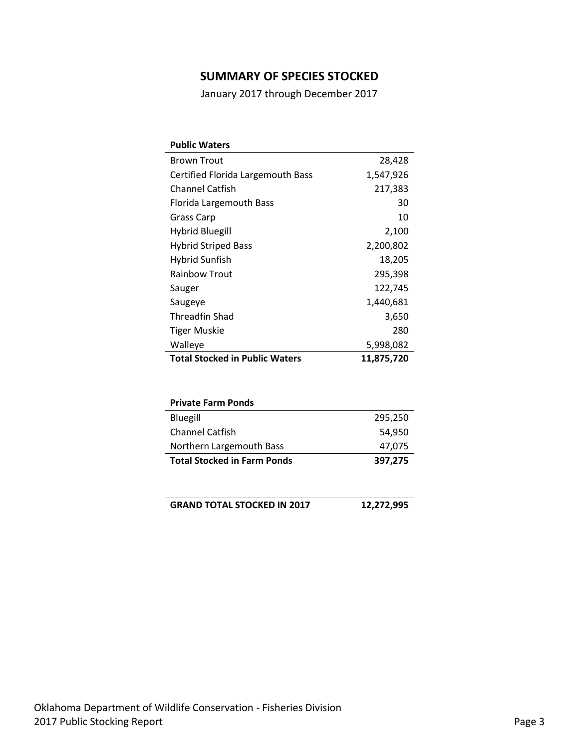## SUMMARY OF SPECIES STOCKED

January 2017 through December 2017

| Public Waters | |
|---|---:|
| Brown Trout | 28,428 |
| Certified Florida Largemouth Bass | 1,547,926 |
| Channel Catfish | 217,383 |
| Florida Largemouth Bass | 30 |
| Grass Carp | 10 |
| Hybrid Bluegill | 2,100 |
| Hybrid Striped Bass | 2,200,802 |
| Hybrid Sunfish | 18,205 |
| Rainbow Trout | 295,398 |
| Sauger | 122,745 |
| Saugeye | 1,440,681 |
| Threadfin Shad | 3,650 |
| Tiger Muskie | 280 |
| Walleye | 5,998,082 |
| **Total Stocked in Public Waters** | **11,875,720** |

| Private Farm Ponds | |
|---|---:|
| Bluegill | 295,250 |
| Channel Catfish | 54,950 |
| Northern Largemouth Bass | 47,075 |
| **Total Stocked in Farm Ponds** | **397,275** |

| **GRAND TOTAL STOCKED IN 2017** | **12,272,995** |
|---|---:|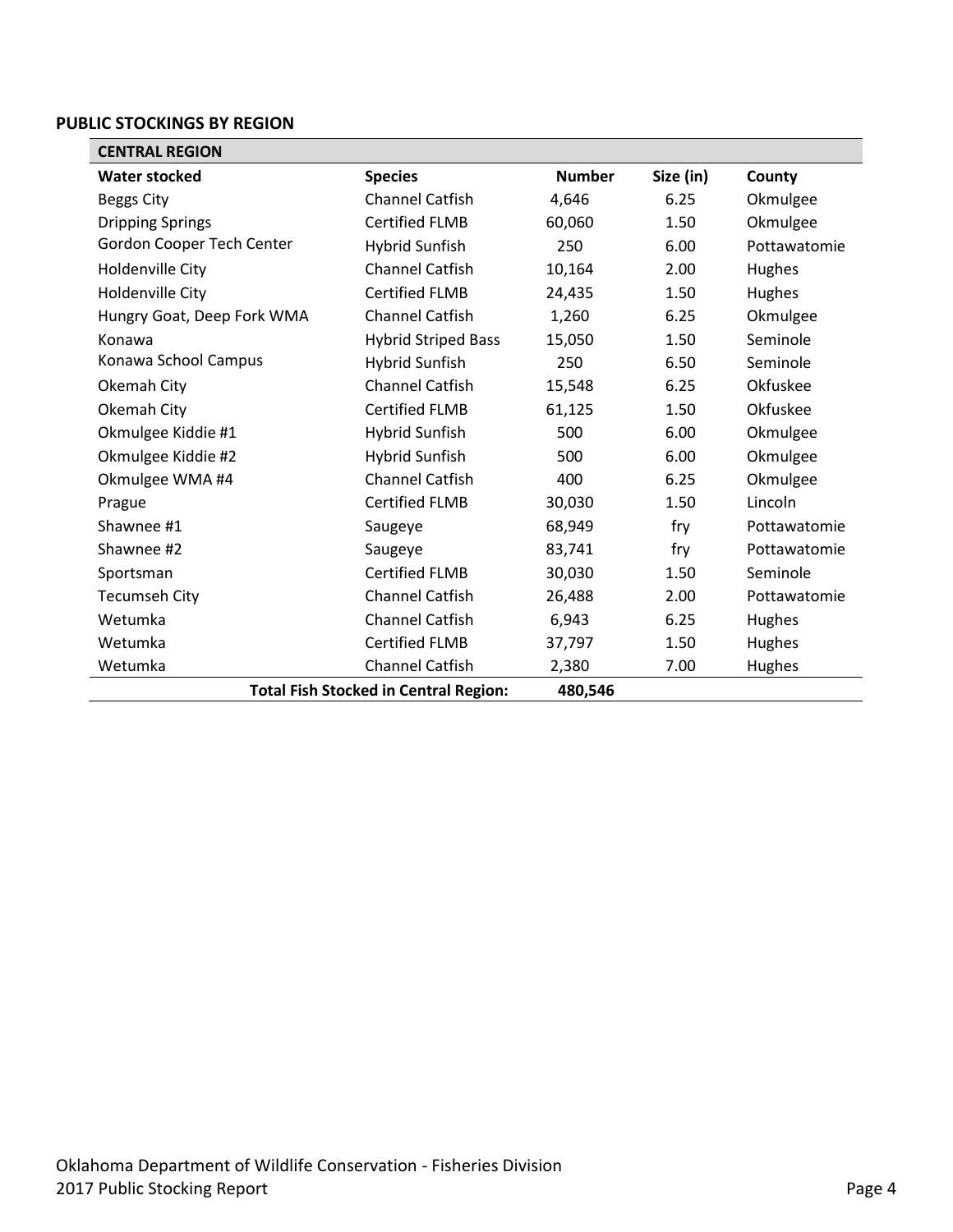## PUBLIC STOCKINGS BY REGION

| CENTRAL REGION | | | | |
|---|---|---|---|---|
| **Water stocked** | **Species** | **Number** | **Size (in)** | **County** |
| Beggs City | Channel Catfish | 4,646 | 6.25 | Okmulgee |
| Dripping Springs | Certified FLMB | 60,060 | 1.50 | Okmulgee |
| Gordon Cooper Tech Center | Hybrid Sunfish | 250 | 6.00 | Pottawatomie |
| Holdenville City | Channel Catfish | 10,164 | 2.00 | Hughes |
| Holdenville City | Certified FLMB | 24,435 | 1.50 | Hughes |
| Hungry Goat, Deep Fork WMA | Channel Catfish | 1,260 | 6.25 | Okmulgee |
| Konawa | Hybrid Striped Bass | 15,050 | 1.50 | Seminole |
| Konawa School Campus | Hybrid Sunfish | 250 | 6.50 | Seminole |
| Okemah City | Channel Catfish | 15,548 | 6.25 | Okfuskee |
| Okemah City | Certified FLMB | 61,125 | 1.50 | Okfuskee |
| Okmulgee Kiddie #1 | Hybrid Sunfish | 500 | 6.00 | Okmulgee |
| Okmulgee Kiddie #2 | Hybrid Sunfish | 500 | 6.00 | Okmulgee |
| Okmulgee WMA #4 | Channel Catfish | 400 | 6.25 | Okmulgee |
| Prague | Certified FLMB | 30,030 | 1.50 | Lincoln |
| Shawnee #1 | Saugeye | 68,949 | fry | Pottawatomie |
| Shawnee #2 | Saugeye | 83,741 | fry | Pottawatomie |
| Sportsman | Certified FLMB | 30,030 | 1.50 | Seminole |
| Tecumseh City | Channel Catfish | 26,488 | 2.00 | Pottawatomie |
| Wetumka | Channel Catfish | 6,943 | 6.25 | Hughes |
| Wetumka | Certified FLMB | 37,797 | 1.50 | Hughes |
| Wetumka | Channel Catfish | 2,380 | 7.00 | Hughes |
| | **Total Fish Stocked in Central Region:** | **480,546** | | |

Oklahoma Department of Wildlife Conservation - Fisheries Division
2017 Public Stocking Report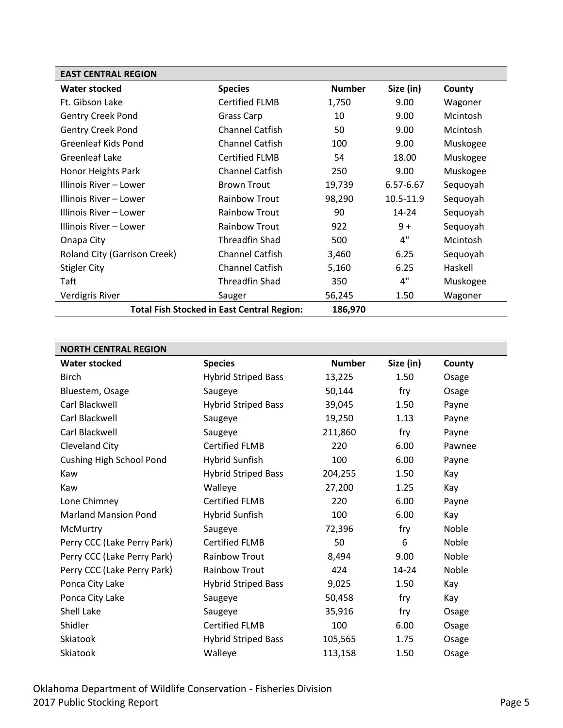## EAST CENTRAL REGION

| Water stocked | Species | Number | Size (in) | County |
|---|---|---|---|---|
| Ft. Gibson Lake | Certified FLMB | 1,750 | 9.00 | Wagoner |
| Gentry Creek Pond | Grass Carp | 10 | 9.00 | Mcintosh |
| Gentry Creek Pond | Channel Catfish | 50 | 9.00 | Mcintosh |
| Greenleaf Kids Pond | Channel Catfish | 100 | 9.00 | Muskogee |
| Greenleaf Lake | Certified FLMB | 54 | 18.00 | Muskogee |
| Honor Heights Park | Channel Catfish | 250 | 9.00 | Muskogee |
| Illinois River – Lower | Brown Trout | 19,739 | 6.57-6.67 | Sequoyah |
| Illinois River – Lower | Rainbow Trout | 98,290 | 10.5-11.9 | Sequoyah |
| Illinois River – Lower | Rainbow Trout | 90 | 14-24 | Sequoyah |
| Illinois River – Lower | Rainbow Trout | 922 | 9 + | Sequoyah |
| Onapa City | Threadfin Shad | 500 | 4" | Mcintosh |
| Roland City (Garrison Creek) | Channel Catfish | 3,460 | 6.25 | Sequoyah |
| Stigler City | Channel Catfish | 5,160 | 6.25 | Haskell |
| Taft | Threadfin Shad | 350 | 4" | Muskogee |
| Verdigris River | Sauger | 56,245 | 1.50 | Wagoner |
| | **Total Fish Stocked in East Central Region:** | **186,970** | | |

## NORTH CENTRAL REGION

| Water stocked | Species | Number | Size (in) | County |
|---|---|---|---|---|
| Birch | Hybrid Striped Bass | 13,225 | 1.50 | Osage |
| Bluestem, Osage | Saugeye | 50,144 | fry | Osage |
| Carl Blackwell | Hybrid Striped Bass | 39,045 | 1.50 | Payne |
| Carl Blackwell | Saugeye | 19,250 | 1.13 | Payne |
| Carl Blackwell | Saugeye | 211,860 | fry | Payne |
| Cleveland City | Certified FLMB | 220 | 6.00 | Pawnee |
| Cushing High School Pond | Hybrid Sunfish | 100 | 6.00 | Payne |
| Kaw | Hybrid Striped Bass | 204,255 | 1.50 | Kay |
| Kaw | Walleye | 27,200 | 1.25 | Kay |
| Lone Chimney | Certified FLMB | 220 | 6.00 | Payne |
| Marland Mansion Pond | Hybrid Sunfish | 100 | 6.00 | Kay |
| McMurtry | Saugeye | 72,396 | fry | Noble |
| Perry CCC (Lake Perry Park) | Certified FLMB | 50 | 6 | Noble |
| Perry CCC (Lake Perry Park) | Rainbow Trout | 8,494 | 9.00 | Noble |
| Perry CCC (Lake Perry Park) | Rainbow Trout | 424 | 14-24 | Noble |
| Ponca City Lake | Hybrid Striped Bass | 9,025 | 1.50 | Kay |
| Ponca City Lake | Saugeye | 50,458 | fry | Kay |
| Shell Lake | Saugeye | 35,916 | fry | Osage |
| Shidler | Certified FLMB | 100 | 6.00 | Osage |
| Skiatook | Hybrid Striped Bass | 105,565 | 1.75 | Osage |
| Skiatook | Walleye | 113,158 | 1.50 | Osage |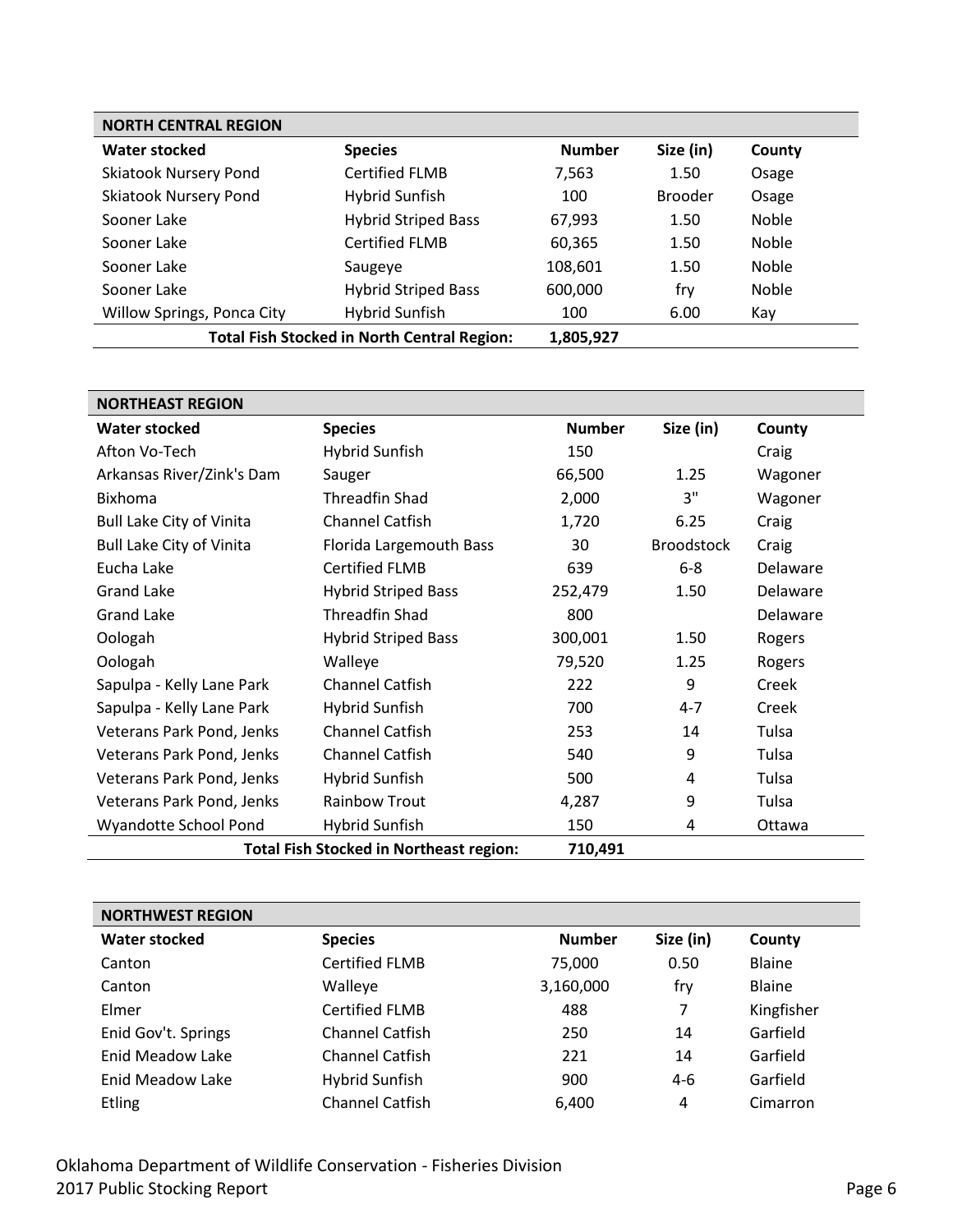| NORTH CENTRAL REGION | | | | |
|---|---|---|---|---|
| **Water stocked** | **Species** | **Number** | **Size (in)** | **County** |
| Skiatook Nursery Pond | Certified FLMB | 7,563 | 1.50 | Osage |
| Skiatook Nursery Pond | Hybrid Sunfish | 100 | Brooder | Osage |
| Sooner Lake | Hybrid Striped Bass | 67,993 | 1.50 | Noble |
| Sooner Lake | Certified FLMB | 60,365 | 1.50 | Noble |
| Sooner Lake | Saugeye | 108,601 | 1.50 | Noble |
| Sooner Lake | Hybrid Striped Bass | 600,000 | fry | Noble |
| Willow Springs, Ponca City | Hybrid Sunfish | 100 | 6.00 | Kay |
| | **Total Fish Stocked in North Central Region:** | **1,805,927** | | |

| NORTHEAST REGION | | | | |
|---|---|---|---|---|
| **Water stocked** | **Species** | **Number** | **Size (in)** | **County** |
| Afton Vo-Tech | Hybrid Sunfish | 150 | | Craig |
| Arkansas River/Zink's Dam | Sauger | 66,500 | 1.25 | Wagoner |
| Bixhoma | Threadfin Shad | 2,000 | 3" | Wagoner |
| Bull Lake City of Vinita | Channel Catfish | 1,720 | 6.25 | Craig |
| Bull Lake City of Vinita | Florida Largemouth Bass | 30 | Broodstock | Craig |
| Eucha Lake | Certified FLMB | 639 | 6-8 | Delaware |
| Grand Lake | Hybrid Striped Bass | 252,479 | 1.50 | Delaware |
| Grand Lake | Threadfin Shad | 800 | | Delaware |
| Oologah | Hybrid Striped Bass | 300,001 | 1.50 | Rogers |
| Oologah | Walleye | 79,520 | 1.25 | Rogers |
| Sapulpa - Kelly Lane Park | Channel Catfish | 222 | 9 | Creek |
| Sapulpa - Kelly Lane Park | Hybrid Sunfish | 700 | 4-7 | Creek |
| Veterans Park Pond, Jenks | Channel Catfish | 253 | 14 | Tulsa |
| Veterans Park Pond, Jenks | Channel Catfish | 540 | 9 | Tulsa |
| Veterans Park Pond, Jenks | Hybrid Sunfish | 500 | 4 | Tulsa |
| Veterans Park Pond, Jenks | Rainbow Trout | 4,287 | 9 | Tulsa |
| Wyandotte School Pond | Hybrid Sunfish | 150 | 4 | Ottawa |
| | **Total Fish Stocked in Northeast region:** | **710,491** | | |

| NORTHWEST REGION | | | | |
|---|---|---|---|---|
| **Water stocked** | **Species** | **Number** | **Size (in)** | **County** |
| Canton | Certified FLMB | 75,000 | 0.50 | Blaine |
| Canton | Walleye | 3,160,000 | fry | Blaine |
| Elmer | Certified FLMB | 488 | 7 | Kingfisher |
| Enid Gov't. Springs | Channel Catfish | 250 | 14 | Garfield |
| Enid Meadow Lake | Channel Catfish | 221 | 14 | Garfield |
| Enid Meadow Lake | Hybrid Sunfish | 900 | 4-6 | Garfield |
| Etling | Channel Catfish | 6,400 | 4 | Cimarron |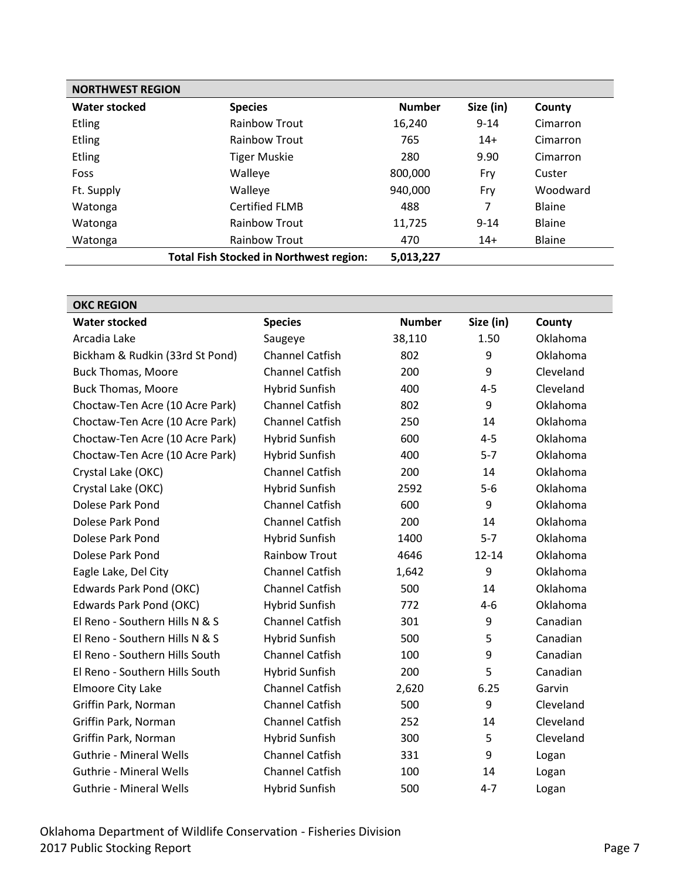| NORTHWEST REGION | | | | |
|---|---|---|---|---|
| **Water stocked** | **Species** | **Number** | **Size (in)** | **County** |
| Etling | Rainbow Trout | 16,240 | 9-14 | Cimarron |
| Etling | Rainbow Trout | 765 | 14+ | Cimarron |
| Etling | Tiger Muskie | 280 | 9.90 | Cimarron |
| Foss | Walleye | 800,000 | Fry | Custer |
| Ft. Supply | Walleye | 940,000 | Fry | Woodward |
| Watonga | Certified FLMB | 488 | 7 | Blaine |
| Watonga | Rainbow Trout | 11,725 | 9-14 | Blaine |
| Watonga | Rainbow Trout | 470 | 14+ | Blaine |
| | **Total Fish Stocked in Northwest region:** | **5,013,227** | | |

| OKC REGION | | | | |
|---|---|---|---|---|
| **Water stocked** | **Species** | **Number** | **Size (in)** | **County** |
| Arcadia Lake | Saugeye | 38,110 | 1.50 | Oklahoma |
| Bickham & Rudkin (33rd St Pond) | Channel Catfish | 802 | 9 | Oklahoma |
| Buck Thomas, Moore | Channel Catfish | 200 | 9 | Cleveland |
| Buck Thomas, Moore | Hybrid Sunfish | 400 | 4-5 | Cleveland |
| Choctaw-Ten Acre (10 Acre Park) | Channel Catfish | 802 | 9 | Oklahoma |
| Choctaw-Ten Acre (10 Acre Park) | Channel Catfish | 250 | 14 | Oklahoma |
| Choctaw-Ten Acre (10 Acre Park) | Hybrid Sunfish | 600 | 4-5 | Oklahoma |
| Choctaw-Ten Acre (10 Acre Park) | Hybrid Sunfish | 400 | 5-7 | Oklahoma |
| Crystal Lake (OKC) | Channel Catfish | 200 | 14 | Oklahoma |
| Crystal Lake (OKC) | Hybrid Sunfish | 2592 | 5-6 | Oklahoma |
| Dolese Park Pond | Channel Catfish | 600 | 9 | Oklahoma |
| Dolese Park Pond | Channel Catfish | 200 | 14 | Oklahoma |
| Dolese Park Pond | Hybrid Sunfish | 1400 | 5-7 | Oklahoma |
| Dolese Park Pond | Rainbow Trout | 4646 | 12-14 | Oklahoma |
| Eagle Lake, Del City | Channel Catfish | 1,642 | 9 | Oklahoma |
| Edwards Park Pond (OKC) | Channel Catfish | 500 | 14 | Oklahoma |
| Edwards Park Pond (OKC) | Hybrid Sunfish | 772 | 4-6 | Oklahoma |
| El Reno - Southern Hills N & S | Channel Catfish | 301 | 9 | Canadian |
| El Reno - Southern Hills N & S | Hybrid Sunfish | 500 | 5 | Canadian |
| El Reno - Southern Hills South | Channel Catfish | 100 | 9 | Canadian |
| El Reno - Southern Hills South | Hybrid Sunfish | 200 | 5 | Canadian |
| Elmoore City Lake | Channel Catfish | 2,620 | 6.25 | Garvin |
| Griffin Park, Norman | Channel Catfish | 500 | 9 | Cleveland |
| Griffin Park, Norman | Channel Catfish | 252 | 14 | Cleveland |
| Griffin Park, Norman | Hybrid Sunfish | 300 | 5 | Cleveland |
| Guthrie - Mineral Wells | Channel Catfish | 331 | 9 | Logan |
| Guthrie - Mineral Wells | Channel Catfish | 100 | 14 | Logan |
| Guthrie - Mineral Wells | Hybrid Sunfish | 500 | 4-7 | Logan |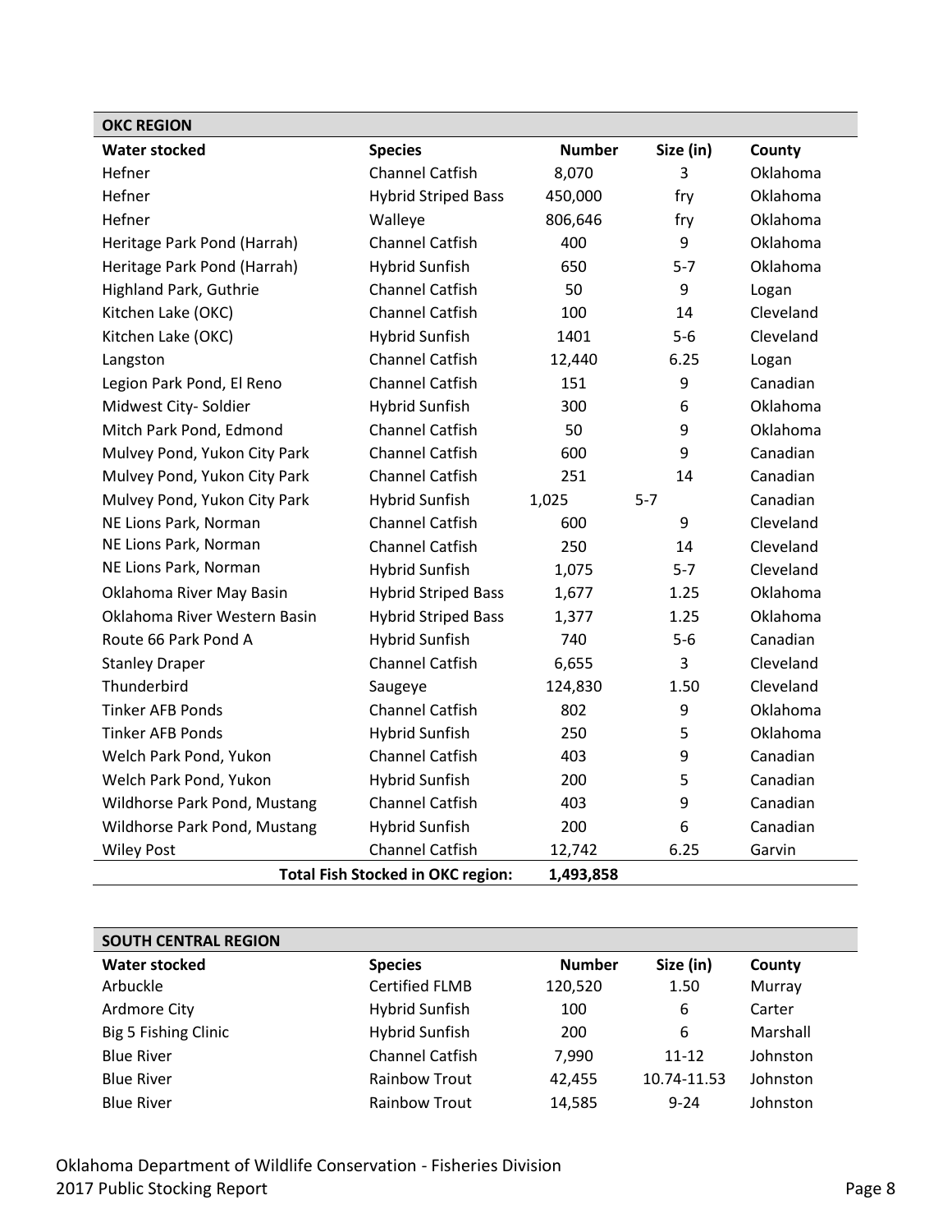| OKC REGION | | | | |
|---|---|---|---|---|
| **Water stocked** | **Species** | **Number** | **Size (in)** | **County** |
| Hefner | Channel Catfish | 8,070 | 3 | Oklahoma |
| Hefner | Hybrid Striped Bass | 450,000 | fry | Oklahoma |
| Hefner | Walleye | 806,646 | fry | Oklahoma |
| Heritage Park Pond (Harrah) | Channel Catfish | 400 | 9 | Oklahoma |
| Heritage Park Pond (Harrah) | Hybrid Sunfish | 650 | 5-7 | Oklahoma |
| Highland Park, Guthrie | Channel Catfish | 50 | 9 | Logan |
| Kitchen Lake (OKC) | Channel Catfish | 100 | 14 | Cleveland |
| Kitchen Lake (OKC) | Hybrid Sunfish | 1401 | 5-6 | Cleveland |
| Langston | Channel Catfish | 12,440 | 6.25 | Logan |
| Legion Park Pond, El Reno | Channel Catfish | 151 | 9 | Canadian |
| Midwest City- Soldier | Hybrid Sunfish | 300 | 6 | Oklahoma |
| Mitch Park Pond, Edmond | Channel Catfish | 50 | 9 | Oklahoma |
| Mulvey Pond, Yukon City Park | Channel Catfish | 600 | 9 | Canadian |
| Mulvey Pond, Yukon City Park | Channel Catfish | 251 | 14 | Canadian |
| Mulvey Pond, Yukon City Park | Hybrid Sunfish | 1,025 | 5-7 | Canadian |
| NE Lions Park, Norman | Channel Catfish | 600 | 9 | Cleveland |
| NE Lions Park, Norman | Channel Catfish | 250 | 14 | Cleveland |
| NE Lions Park, Norman | Hybrid Sunfish | 1,075 | 5-7 | Cleveland |
| Oklahoma River May Basin | Hybrid Striped Bass | 1,677 | 1.25 | Oklahoma |
| Oklahoma River Western Basin | Hybrid Striped Bass | 1,377 | 1.25 | Oklahoma |
| Route 66 Park Pond A | Hybrid Sunfish | 740 | 5-6 | Canadian |
| Stanley Draper | Channel Catfish | 6,655 | 3 | Cleveland |
| Thunderbird | Saugeye | 124,830 | 1.50 | Cleveland |
| Tinker AFB Ponds | Channel Catfish | 802 | 9 | Oklahoma |
| Tinker AFB Ponds | Hybrid Sunfish | 250 | 5 | Oklahoma |
| Welch Park Pond, Yukon | Channel Catfish | 403 | 9 | Canadian |
| Welch Park Pond, Yukon | Hybrid Sunfish | 200 | 5 | Canadian |
| Wildhorse Park Pond, Mustang | Channel Catfish | 403 | 9 | Canadian |
| Wildhorse Park Pond, Mustang | Hybrid Sunfish | 200 | 6 | Canadian |
| Wiley Post | Channel Catfish | 12,742 | 6.25 | Garvin |
| | **Total Fish Stocked in OKC region:** | **1,493,858** | | |

| SOUTH CENTRAL REGION | | | | |
|---|---|---|---|---|
| **Water stocked** | **Species** | **Number** | **Size (in)** | **County** |
| Arbuckle | Certified FLMB | 120,520 | 1.50 | Murray |
| Ardmore City | Hybrid Sunfish | 100 | 6 | Carter |
| Big 5 Fishing Clinic | Hybrid Sunfish | 200 | 6 | Marshall |
| Blue River | Channel Catfish | 7,990 | 11-12 | Johnston |
| Blue River | Rainbow Trout | 42,455 | 10.74-11.53 | Johnston |
| Blue River | Rainbow Trout | 14,585 | 9-24 | Johnston |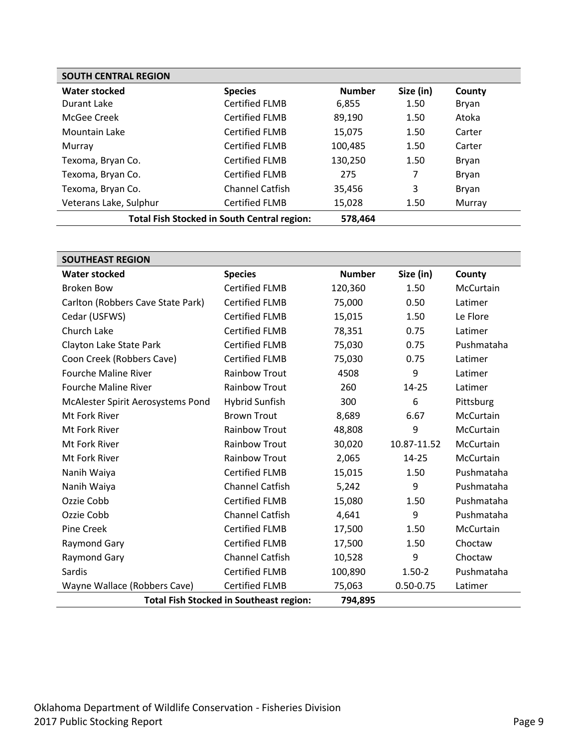| SOUTH CENTRAL REGION | | | | |
|---|---|---|---|---|
| **Water stocked** | **Species** | **Number** | **Size (in)** | **County** |
| Durant Lake | Certified FLMB | 6,855 | 1.50 | Bryan |
| McGee Creek | Certified FLMB | 89,190 | 1.50 | Atoka |
| Mountain Lake | Certified FLMB | 15,075 | 1.50 | Carter |
| Murray | Certified FLMB | 100,485 | 1.50 | Carter |
| Texoma, Bryan Co. | Certified FLMB | 130,250 | 1.50 | Bryan |
| Texoma, Bryan Co. | Certified FLMB | 275 | 7 | Bryan |
| Texoma, Bryan Co. | Channel Catfish | 35,456 | 3 | Bryan |
| Veterans Lake, Sulphur | Certified FLMB | 15,028 | 1.50 | Murray |
| | **Total Fish Stocked in South Central region:** | **578,464** | | |

| SOUTHEAST REGION | | | | |
|---|---|---|---|---|
| **Water stocked** | **Species** | **Number** | **Size (in)** | **County** |
| Broken Bow | Certified FLMB | 120,360 | 1.50 | McCurtain |
| Carlton (Robbers Cave State Park) | Certified FLMB | 75,000 | 0.50 | Latimer |
| Cedar (USFWS) | Certified FLMB | 15,015 | 1.50 | Le Flore |
| Church Lake | Certified FLMB | 78,351 | 0.75 | Latimer |
| Clayton Lake State Park | Certified FLMB | 75,030 | 0.75 | Pushmataha |
| Coon Creek (Robbers Cave) | Certified FLMB | 75,030 | 0.75 | Latimer |
| Fourche Maline River | Rainbow Trout | 4508 | 9 | Latimer |
| Fourche Maline River | Rainbow Trout | 260 | 14-25 | Latimer |
| McAlester Spirit Aerosystems Pond | Hybrid Sunfish | 300 | 6 | Pittsburg |
| Mt Fork River | Brown Trout | 8,689 | 6.67 | McCurtain |
| Mt Fork River | Rainbow Trout | 48,808 | 9 | McCurtain |
| Mt Fork River | Rainbow Trout | 30,020 | 10.87-11.52 | McCurtain |
| Mt Fork River | Rainbow Trout | 2,065 | 14-25 | McCurtain |
| Nanih Waiya | Certified FLMB | 15,015 | 1.50 | Pushmataha |
| Nanih Waiya | Channel Catfish | 5,242 | 9 | Pushmataha |
| Ozzie Cobb | Certified FLMB | 15,080 | 1.50 | Pushmataha |
| Ozzie Cobb | Channel Catfish | 4,641 | 9 | Pushmataha |
| Pine Creek | Certified FLMB | 17,500 | 1.50 | McCurtain |
| Raymond Gary | Certified FLMB | 17,500 | 1.50 | Choctaw |
| Raymond Gary | Channel Catfish | 10,528 | 9 | Choctaw |
| Sardis | Certified FLMB | 100,890 | 1.50-2 | Pushmataha |
| Wayne Wallace (Robbers Cave) | Certified FLMB | 75,063 | 0.50-0.75 | Latimer |
| | **Total Fish Stocked in Southeast region:** | **794,895** | | |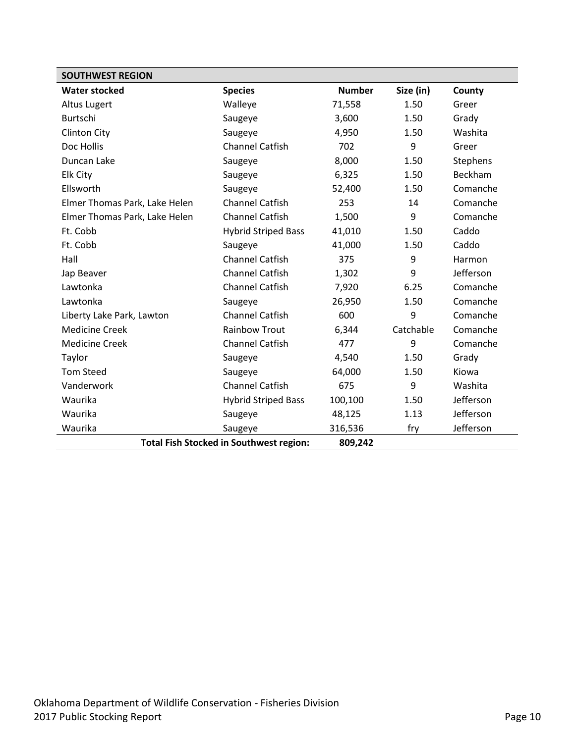## SOUTHWEST REGION

| Water stocked | Species | Number | Size (in) | County |
|---|---|---|---|---|
| Altus Lugert | Walleye | 71,558 | 1.50 | Greer |
| Burtschi | Saugeye | 3,600 | 1.50 | Grady |
| Clinton City | Saugeye | 4,950 | 1.50 | Washita |
| Doc Hollis | Channel Catfish | 702 | 9 | Greer |
| Duncan Lake | Saugeye | 8,000 | 1.50 | Stephens |
| Elk City | Saugeye | 6,325 | 1.50 | Beckham |
| Ellsworth | Saugeye | 52,400 | 1.50 | Comanche |
| Elmer Thomas Park, Lake Helen | Channel Catfish | 253 | 14 | Comanche |
| Elmer Thomas Park, Lake Helen | Channel Catfish | 1,500 | 9 | Comanche |
| Ft. Cobb | Hybrid Striped Bass | 41,010 | 1.50 | Caddo |
| Ft. Cobb | Saugeye | 41,000 | 1.50 | Caddo |
| Hall | Channel Catfish | 375 | 9 | Harmon |
| Jap Beaver | Channel Catfish | 1,302 | 9 | Jefferson |
| Lawtonka | Channel Catfish | 7,920 | 6.25 | Comanche |
| Lawtonka | Saugeye | 26,950 | 1.50 | Comanche |
| Liberty Lake Park, Lawton | Channel Catfish | 600 | 9 | Comanche |
| Medicine Creek | Rainbow Trout | 6,344 | Catchable | Comanche |
| Medicine Creek | Channel Catfish | 477 | 9 | Comanche |
| Taylor | Saugeye | 4,540 | 1.50 | Grady |
| Tom Steed | Saugeye | 64,000 | 1.50 | Kiowa |
| Vanderwork | Channel Catfish | 675 | 9 | Washita |
| Waurika | Hybrid Striped Bass | 100,100 | 1.50 | Jefferson |
| Waurika | Saugeye | 48,125 | 1.13 | Jefferson |
| Waurika | Saugeye | 316,536 | fry | Jefferson |
| | **Total Fish Stocked in Southwest region:** | **809,242** | | |

Oklahoma Department of Wildlife Conservation - Fisheries Division
2017 Public Stocking Report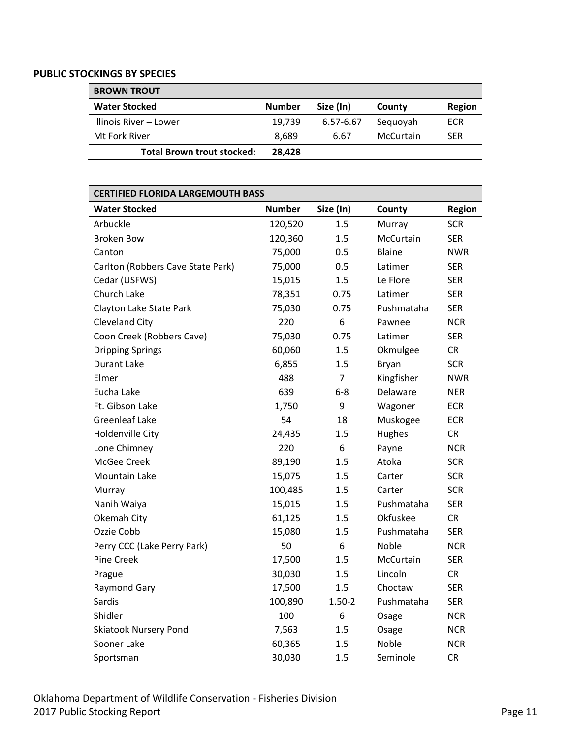**PUBLIC STOCKINGS BY SPECIES**

| BROWN TROUT | | | | |
|---|---|---|---|---|
| **Water Stocked** | **Number** | **Size (In)** | **County** | **Region** |
| Illinois River – Lower | 19,739 | 6.57-6.67 | Sequoyah | ECR |
| Mt Fork River | 8,689 | 6.67 | McCurtain | SER |
| **Total Brown trout stocked:** | **28,428** | | | |

| CERTIFIED FLORIDA LARGEMOUTH BASS | | | | |
|---|---|---|---|---|
| **Water Stocked** | **Number** | **Size (In)** | **County** | **Region** |
| Arbuckle | 120,520 | 1.5 | Murray | SCR |
| Broken Bow | 120,360 | 1.5 | McCurtain | SER |
| Canton | 75,000 | 0.5 | Blaine | NWR |
| Carlton (Robbers Cave State Park) | 75,000 | 0.5 | Latimer | SER |
| Cedar (USFWS) | 15,015 | 1.5 | Le Flore | SER |
| Church Lake | 78,351 | 0.75 | Latimer | SER |
| Clayton Lake State Park | 75,030 | 0.75 | Pushmataha | SER |
| Cleveland City | 220 | 6 | Pawnee | NCR |
| Coon Creek (Robbers Cave) | 75,030 | 0.75 | Latimer | SER |
| Dripping Springs | 60,060 | 1.5 | Okmulgee | CR |
| Durant Lake | 6,855 | 1.5 | Bryan | SCR |
| Elmer | 488 | 7 | Kingfisher | NWR |
| Eucha Lake | 639 | 6-8 | Delaware | NER |
| Ft. Gibson Lake | 1,750 | 9 | Wagoner | ECR |
| Greenleaf Lake | 54 | 18 | Muskogee | ECR |
| Holdenville City | 24,435 | 1.5 | Hughes | CR |
| Lone Chimney | 220 | 6 | Payne | NCR |
| McGee Creek | 89,190 | 1.5 | Atoka | SCR |
| Mountain Lake | 15,075 | 1.5 | Carter | SCR |
| Murray | 100,485 | 1.5 | Carter | SCR |
| Nanih Waiya | 15,015 | 1.5 | Pushmataha | SER |
| Okemah City | 61,125 | 1.5 | Okfuskee | CR |
| Ozzie Cobb | 15,080 | 1.5 | Pushmataha | SER |
| Perry CCC (Lake Perry Park) | 50 | 6 | Noble | NCR |
| Pine Creek | 17,500 | 1.5 | McCurtain | SER |
| Prague | 30,030 | 1.5 | Lincoln | CR |
| Raymond Gary | 17,500 | 1.5 | Choctaw | SER |
| Sardis | 100,890 | 1.50-2 | Pushmataha | SER |
| Shidler | 100 | 6 | Osage | NCR |
| Skiatook Nursery Pond | 7,563 | 1.5 | Osage | NCR |
| Sooner Lake | 60,365 | 1.5 | Noble | NCR |
| Sportsman | 30,030 | 1.5 | Seminole | CR |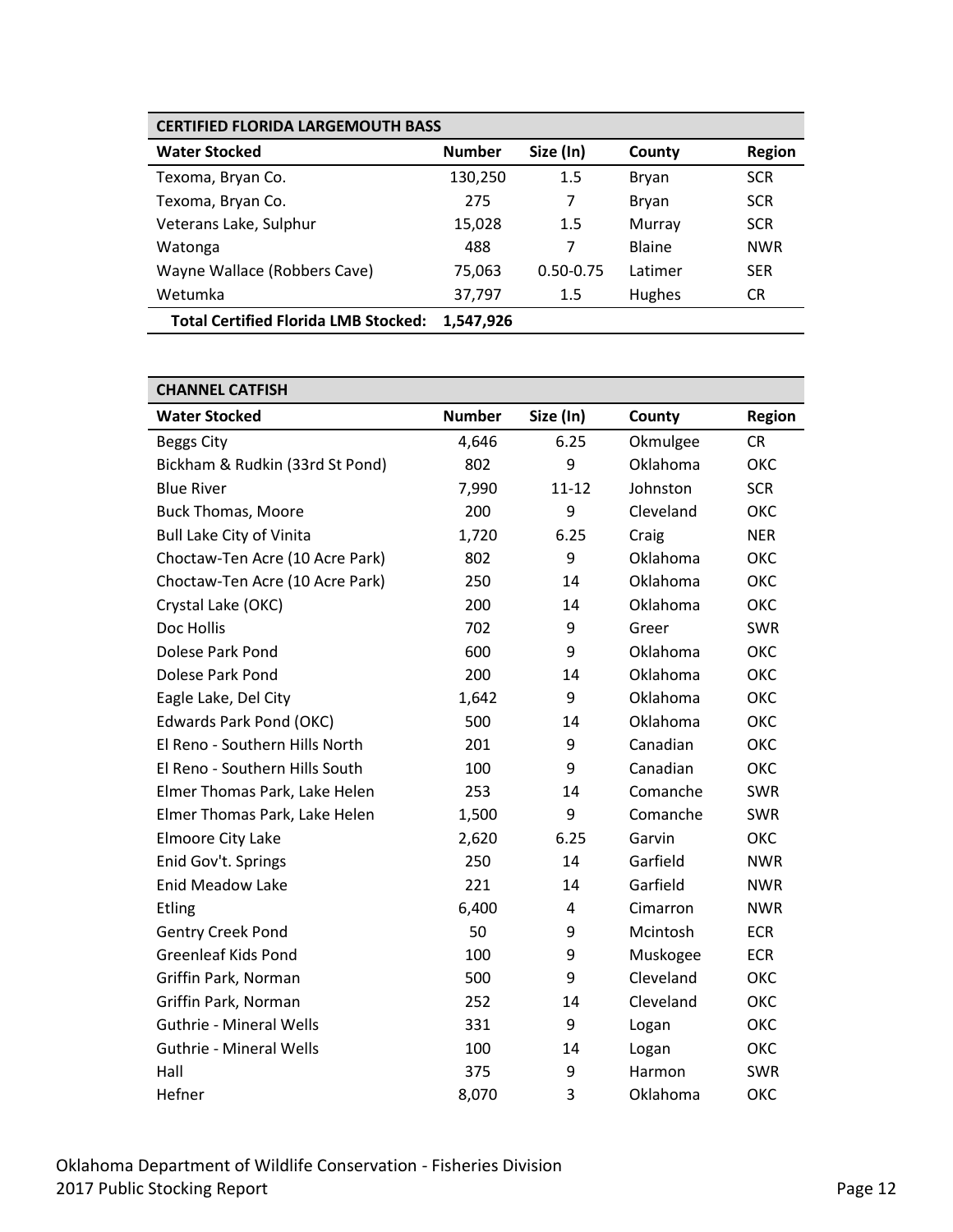| CERTIFIED FLORIDA LARGEMOUTH BASS | | | | |
|---|---|---|---|---|
| **Water Stocked** | **Number** | **Size (In)** | **County** | **Region** |
| Texoma, Bryan Co. | 130,250 | 1.5 | Bryan | SCR |
| Texoma, Bryan Co. | 275 | 7 | Bryan | SCR |
| Veterans Lake, Sulphur | 15,028 | 1.5 | Murray | SCR |
| Watonga | 488 | 7 | Blaine | NWR |
| Wayne Wallace (Robbers Cave) | 75,063 | 0.50-0.75 | Latimer | SER |
| Wetumka | 37,797 | 1.5 | Hughes | CR |
| **Total Certified Florida LMB Stocked:** | **1,547,926** | | | |

| CHANNEL CATFISH | | | | |
|---|---|---|---|---|
| **Water Stocked** | **Number** | **Size (In)** | **County** | **Region** |
| Beggs City | 4,646 | 6.25 | Okmulgee | CR |
| Bickham & Rudkin (33rd St Pond) | 802 | 9 | Oklahoma | OKC |
| Blue River | 7,990 | 11-12 | Johnston | SCR |
| Buck Thomas, Moore | 200 | 9 | Cleveland | OKC |
| Bull Lake City of Vinita | 1,720 | 6.25 | Craig | NER |
| Choctaw-Ten Acre (10 Acre Park) | 802 | 9 | Oklahoma | OKC |
| Choctaw-Ten Acre (10 Acre Park) | 250 | 14 | Oklahoma | OKC |
| Crystal Lake (OKC) | 200 | 14 | Oklahoma | OKC |
| Doc Hollis | 702 | 9 | Greer | SWR |
| Dolese Park Pond | 600 | 9 | Oklahoma | OKC |
| Dolese Park Pond | 200 | 14 | Oklahoma | OKC |
| Eagle Lake, Del City | 1,642 | 9 | Oklahoma | OKC |
| Edwards Park Pond (OKC) | 500 | 14 | Oklahoma | OKC |
| El Reno - Southern Hills North | 201 | 9 | Canadian | OKC |
| El Reno - Southern Hills South | 100 | 9 | Canadian | OKC |
| Elmer Thomas Park, Lake Helen | 253 | 14 | Comanche | SWR |
| Elmer Thomas Park, Lake Helen | 1,500 | 9 | Comanche | SWR |
| Elmoore City Lake | 2,620 | 6.25 | Garvin | OKC |
| Enid Gov't. Springs | 250 | 14 | Garfield | NWR |
| Enid Meadow Lake | 221 | 14 | Garfield | NWR |
| Etling | 6,400 | 4 | Cimarron | NWR |
| Gentry Creek Pond | 50 | 9 | Mcintosh | ECR |
| Greenleaf Kids Pond | 100 | 9 | Muskogee | ECR |
| Griffin Park, Norman | 500 | 9 | Cleveland | OKC |
| Griffin Park, Norman | 252 | 14 | Cleveland | OKC |
| Guthrie - Mineral Wells | 331 | 9 | Logan | OKC |
| Guthrie - Mineral Wells | 100 | 14 | Logan | OKC |
| Hall | 375 | 9 | Harmon | SWR |
| Hefner | 8,070 | 3 | Oklahoma | OKC |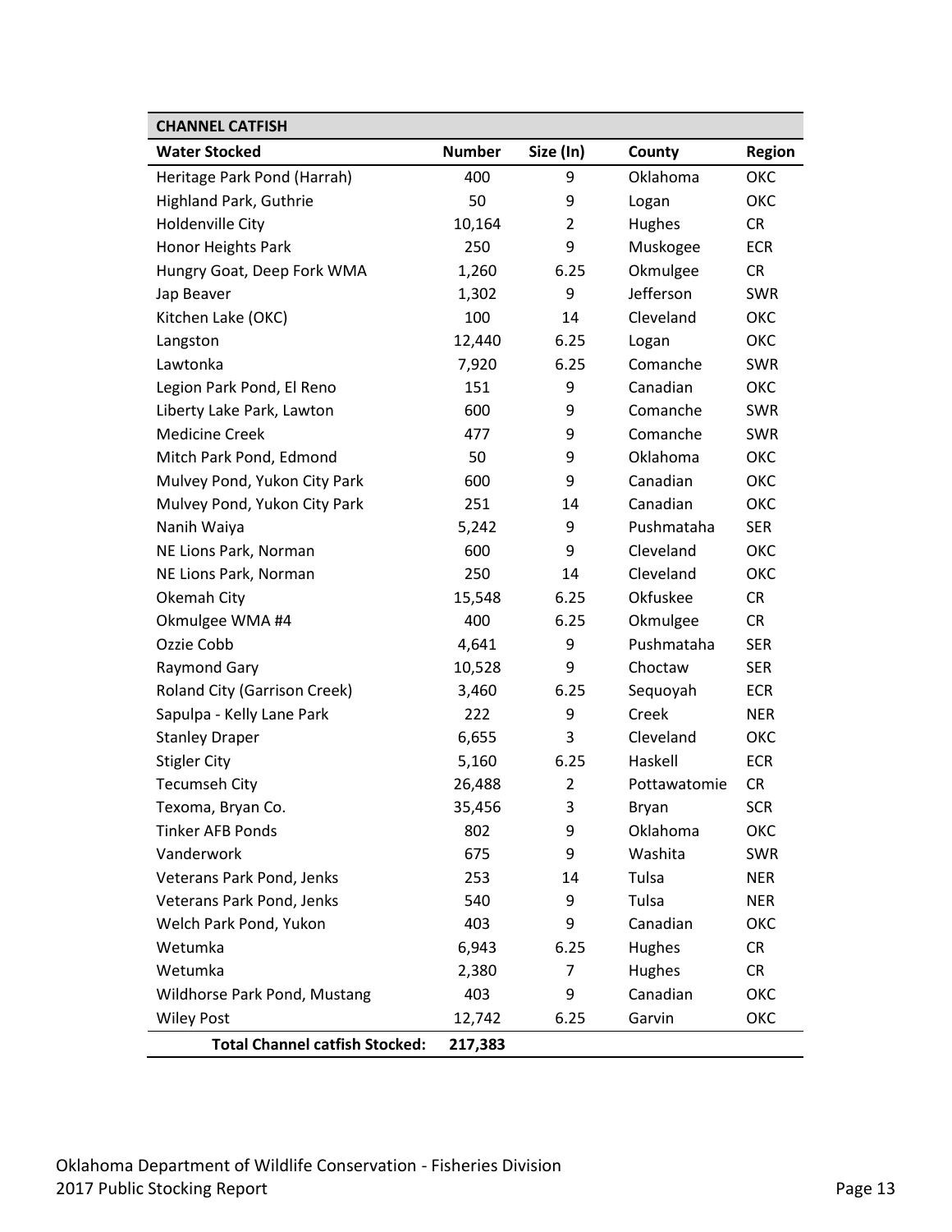| CHANNEL CATFISH | | | | |
|---|---|---|---|---|
| **Water Stocked** | **Number** | **Size (In)** | **County** | **Region** |
| Heritage Park Pond (Harrah) | 400 | 9 | Oklahoma | OKC |
| Highland Park, Guthrie | 50 | 9 | Logan | OKC |
| Holdenville City | 10,164 | 2 | Hughes | CR |
| Honor Heights Park | 250 | 9 | Muskogee | ECR |
| Hungry Goat, Deep Fork WMA | 1,260 | 6.25 | Okmulgee | CR |
| Jap Beaver | 1,302 | 9 | Jefferson | SWR |
| Kitchen Lake (OKC) | 100 | 14 | Cleveland | OKC |
| Langston | 12,440 | 6.25 | Logan | OKC |
| Lawtonka | 7,920 | 6.25 | Comanche | SWR |
| Legion Park Pond, El Reno | 151 | 9 | Canadian | OKC |
| Liberty Lake Park, Lawton | 600 | 9 | Comanche | SWR |
| Medicine Creek | 477 | 9 | Comanche | SWR |
| Mitch Park Pond, Edmond | 50 | 9 | Oklahoma | OKC |
| Mulvey Pond, Yukon City Park | 600 | 9 | Canadian | OKC |
| Mulvey Pond, Yukon City Park | 251 | 14 | Canadian | OKC |
| Nanih Waiya | 5,242 | 9 | Pushmataha | SER |
| NE Lions Park, Norman | 600 | 9 | Cleveland | OKC |
| NE Lions Park, Norman | 250 | 14 | Cleveland | OKC |
| Okemah City | 15,548 | 6.25 | Okfuskee | CR |
| Okmulgee WMA #4 | 400 | 6.25 | Okmulgee | CR |
| Ozzie Cobb | 4,641 | 9 | Pushmataha | SER |
| Raymond Gary | 10,528 | 9 | Choctaw | SER |
| Roland City (Garrison Creek) | 3,460 | 6.25 | Sequoyah | ECR |
| Sapulpa - Kelly Lane Park | 222 | 9 | Creek | NER |
| Stanley Draper | 6,655 | 3 | Cleveland | OKC |
| Stigler City | 5,160 | 6.25 | Haskell | ECR |
| Tecumseh City | 26,488 | 2 | Pottawatomie | CR |
| Texoma, Bryan Co. | 35,456 | 3 | Bryan | SCR |
| Tinker AFB Ponds | 802 | 9 | Oklahoma | OKC |
| Vanderwork | 675 | 9 | Washita | SWR |
| Veterans Park Pond, Jenks | 253 | 14 | Tulsa | NER |
| Veterans Park Pond, Jenks | 540 | 9 | Tulsa | NER |
| Welch Park Pond, Yukon | 403 | 9 | Canadian | OKC |
| Wetumka | 6,943 | 6.25 | Hughes | CR |
| Wetumka | 2,380 | 7 | Hughes | CR |
| Wildhorse Park Pond, Mustang | 403 | 9 | Canadian | OKC |
| Wiley Post | 12,742 | 6.25 | Garvin | OKC |
| **Total Channel catfish Stocked:** | **217,383** | | | |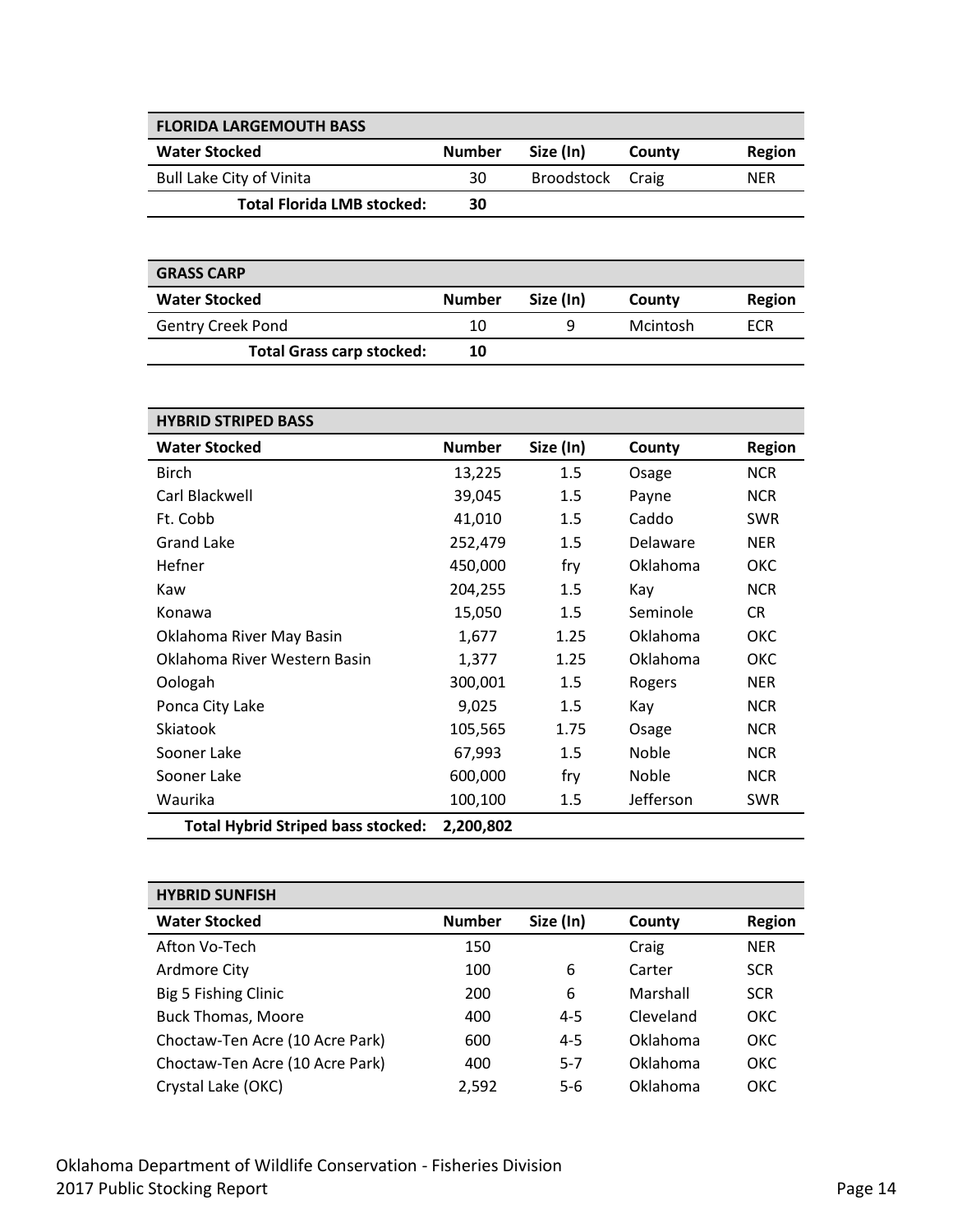| FLORIDA LARGEMOUTH BASS | | | | |
|---|---|---|---|---|
| **Water Stocked** | **Number** | **Size (In)** | **County** | **Region** |
| Bull Lake City of Vinita | 30 | Broodstock | Craig | NER |
| **Total Florida LMB stocked:** | **30** | | | |

| GRASS CARP | | | | |
|---|---|---|---|---|
| **Water Stocked** | **Number** | **Size (In)** | **County** | **Region** |
| Gentry Creek Pond | 10 | 9 | Mcintosh | ECR |
| **Total Grass carp stocked:** | **10** | | | |

| HYBRID STRIPED BASS | | | | |
|---|---|---|---|---|
| **Water Stocked** | **Number** | **Size (In)** | **County** | **Region** |
| Birch | 13,225 | 1.5 | Osage | NCR |
| Carl Blackwell | 39,045 | 1.5 | Payne | NCR |
| Ft. Cobb | 41,010 | 1.5 | Caddo | SWR |
| Grand Lake | 252,479 | 1.5 | Delaware | NER |
| Hefner | 450,000 | fry | Oklahoma | OKC |
| Kaw | 204,255 | 1.5 | Kay | NCR |
| Konawa | 15,050 | 1.5 | Seminole | CR |
| Oklahoma River May Basin | 1,677 | 1.25 | Oklahoma | OKC |
| Oklahoma River Western Basin | 1,377 | 1.25 | Oklahoma | OKC |
| Oologah | 300,001 | 1.5 | Rogers | NER |
| Ponca City Lake | 9,025 | 1.5 | Kay | NCR |
| Skiatook | 105,565 | 1.75 | Osage | NCR |
| Sooner Lake | 67,993 | 1.5 | Noble | NCR |
| Sooner Lake | 600,000 | fry | Noble | NCR |
| Waurika | 100,100 | 1.5 | Jefferson | SWR |
| **Total Hybrid Striped bass stocked:** | **2,200,802** | | | |

| HYBRID SUNFISH | | | | |
|---|---|---|---|---|
| **Water Stocked** | **Number** | **Size (In)** | **County** | **Region** |
| Afton Vo-Tech | 150 | | Craig | NER |
| Ardmore City | 100 | 6 | Carter | SCR |
| Big 5 Fishing Clinic | 200 | 6 | Marshall | SCR |
| Buck Thomas, Moore | 400 | 4-5 | Cleveland | OKC |
| Choctaw-Ten Acre (10 Acre Park) | 600 | 4-5 | Oklahoma | OKC |
| Choctaw-Ten Acre (10 Acre Park) | 400 | 5-7 | Oklahoma | OKC |
| Crystal Lake (OKC) | 2,592 | 5-6 | Oklahoma | OKC |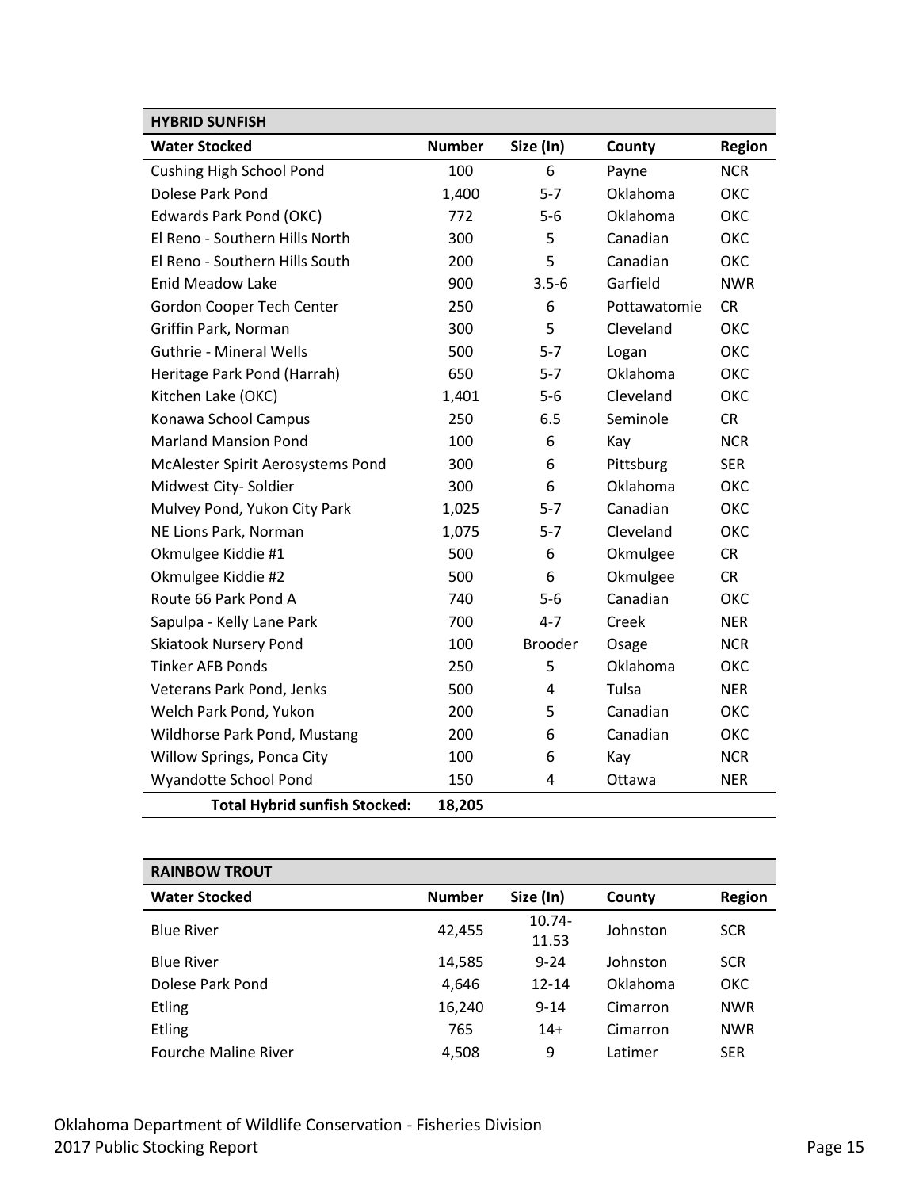| HYBRID SUNFISH | | | | |
|---|---|---|---|---|
| **Water Stocked** | **Number** | **Size (In)** | **County** | **Region** |
| Cushing High School Pond | 100 | 6 | Payne | NCR |
| Dolese Park Pond | 1,400 | 5-7 | Oklahoma | OKC |
| Edwards Park Pond (OKC) | 772 | 5-6 | Oklahoma | OKC |
| El Reno - Southern Hills North | 300 | 5 | Canadian | OKC |
| El Reno - Southern Hills South | 200 | 5 | Canadian | OKC |
| Enid Meadow Lake | 900 | 3.5-6 | Garfield | NWR |
| Gordon Cooper Tech Center | 250 | 6 | Pottawatomie | CR |
| Griffin Park, Norman | 300 | 5 | Cleveland | OKC |
| Guthrie - Mineral Wells | 500 | 5-7 | Logan | OKC |
| Heritage Park Pond (Harrah) | 650 | 5-7 | Oklahoma | OKC |
| Kitchen Lake (OKC) | 1,401 | 5-6 | Cleveland | OKC |
| Konawa School Campus | 250 | 6.5 | Seminole | CR |
| Marland Mansion Pond | 100 | 6 | Kay | NCR |
| McAlester Spirit Aerosystems Pond | 300 | 6 | Pittsburg | SER |
| Midwest City- Soldier | 300 | 6 | Oklahoma | OKC |
| Mulvey Pond, Yukon City Park | 1,025 | 5-7 | Canadian | OKC |
| NE Lions Park, Norman | 1,075 | 5-7 | Cleveland | OKC |
| Okmulgee Kiddie #1 | 500 | 6 | Okmulgee | CR |
| Okmulgee Kiddie #2 | 500 | 6 | Okmulgee | CR |
| Route 66 Park Pond A | 740 | 5-6 | Canadian | OKC |
| Sapulpa - Kelly Lane Park | 700 | 4-7 | Creek | NER |
| Skiatook Nursery Pond | 100 | Brooder | Osage | NCR |
| Tinker AFB Ponds | 250 | 5 | Oklahoma | OKC |
| Veterans Park Pond, Jenks | 500 | 4 | Tulsa | NER |
| Welch Park Pond, Yukon | 200 | 5 | Canadian | OKC |
| Wildhorse Park Pond, Mustang | 200 | 6 | Canadian | OKC |
| Willow Springs, Ponca City | 100 | 6 | Kay | NCR |
| Wyandotte School Pond | 150 | 4 | Ottawa | NER |
| **Total Hybrid sunfish Stocked:** | **18,205** | | | |

| RAINBOW TROUT | | | | |
|---|---|---|---|---|
| **Water Stocked** | **Number** | **Size (In)** | **County** | **Region** |
| Blue River | 42,455 | 10.74-11.53 | Johnston | SCR |
| Blue River | 14,585 | 9-24 | Johnston | SCR |
| Dolese Park Pond | 4,646 | 12-14 | Oklahoma | OKC |
| Etling | 16,240 | 9-14 | Cimarron | NWR |
| Etling | 765 | 14+ | Cimarron | NWR |
| Fourche Maline River | 4,508 | 9 | Latimer | SER |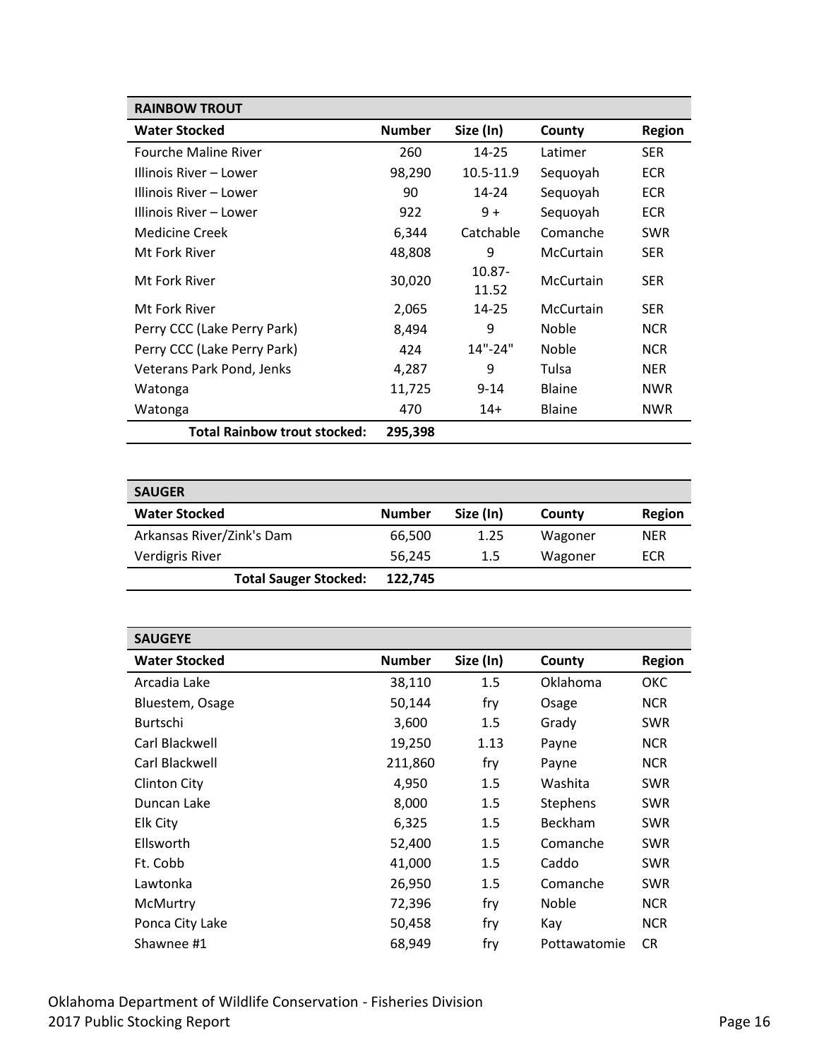| RAINBOW TROUT | | | | |
|---|---|---|---|---|
| **Water Stocked** | **Number** | **Size (In)** | **County** | **Region** |
| Fourche Maline River | 260 | 14-25 | Latimer | SER |
| Illinois River – Lower | 98,290 | 10.5-11.9 | Sequoyah | ECR |
| Illinois River – Lower | 90 | 14-24 | Sequoyah | ECR |
| Illinois River – Lower | 922 | 9 + | Sequoyah | ECR |
| Medicine Creek | 6,344 | Catchable | Comanche | SWR |
| Mt Fork River | 48,808 | 9 | McCurtain | SER |
| Mt Fork River | 30,020 | 10.87-11.52 | McCurtain | SER |
| Mt Fork River | 2,065 | 14-25 | McCurtain | SER |
| Perry CCC (Lake Perry Park) | 8,494 | 9 | Noble | NCR |
| Perry CCC (Lake Perry Park) | 424 | 14"-24" | Noble | NCR |
| Veterans Park Pond, Jenks | 4,287 | 9 | Tulsa | NER |
| Watonga | 11,725 | 9-14 | Blaine | NWR |
| Watonga | 470 | 14+ | Blaine | NWR |
| **Total Rainbow trout stocked:** | **295,398** | | | |

| SAUGER | | | | |
|---|---|---|---|---|
| **Water Stocked** | **Number** | **Size (In)** | **County** | **Region** |
| Arkansas River/Zink's Dam | 66,500 | 1.25 | Wagoner | NER |
| Verdigris River | 56,245 | 1.5 | Wagoner | ECR |
| **Total Sauger Stocked:** | **122,745** | | | |

| SAUGEYE | | | | |
|---|---|---|---|---|
| **Water Stocked** | **Number** | **Size (In)** | **County** | **Region** |
| Arcadia Lake | 38,110 | 1.5 | Oklahoma | OKC |
| Bluestem, Osage | 50,144 | fry | Osage | NCR |
| Burtschi | 3,600 | 1.5 | Grady | SWR |
| Carl Blackwell | 19,250 | 1.13 | Payne | NCR |
| Carl Blackwell | 211,860 | fry | Payne | NCR |
| Clinton City | 4,950 | 1.5 | Washita | SWR |
| Duncan Lake | 8,000 | 1.5 | Stephens | SWR |
| Elk City | 6,325 | 1.5 | Beckham | SWR |
| Ellsworth | 52,400 | 1.5 | Comanche | SWR |
| Ft. Cobb | 41,000 | 1.5 | Caddo | SWR |
| Lawtonka | 26,950 | 1.5 | Comanche | SWR |
| McMurtry | 72,396 | fry | Noble | NCR |
| Ponca City Lake | 50,458 | fry | Kay | NCR |
| Shawnee #1 | 68,949 | fry | Pottawatomie | CR |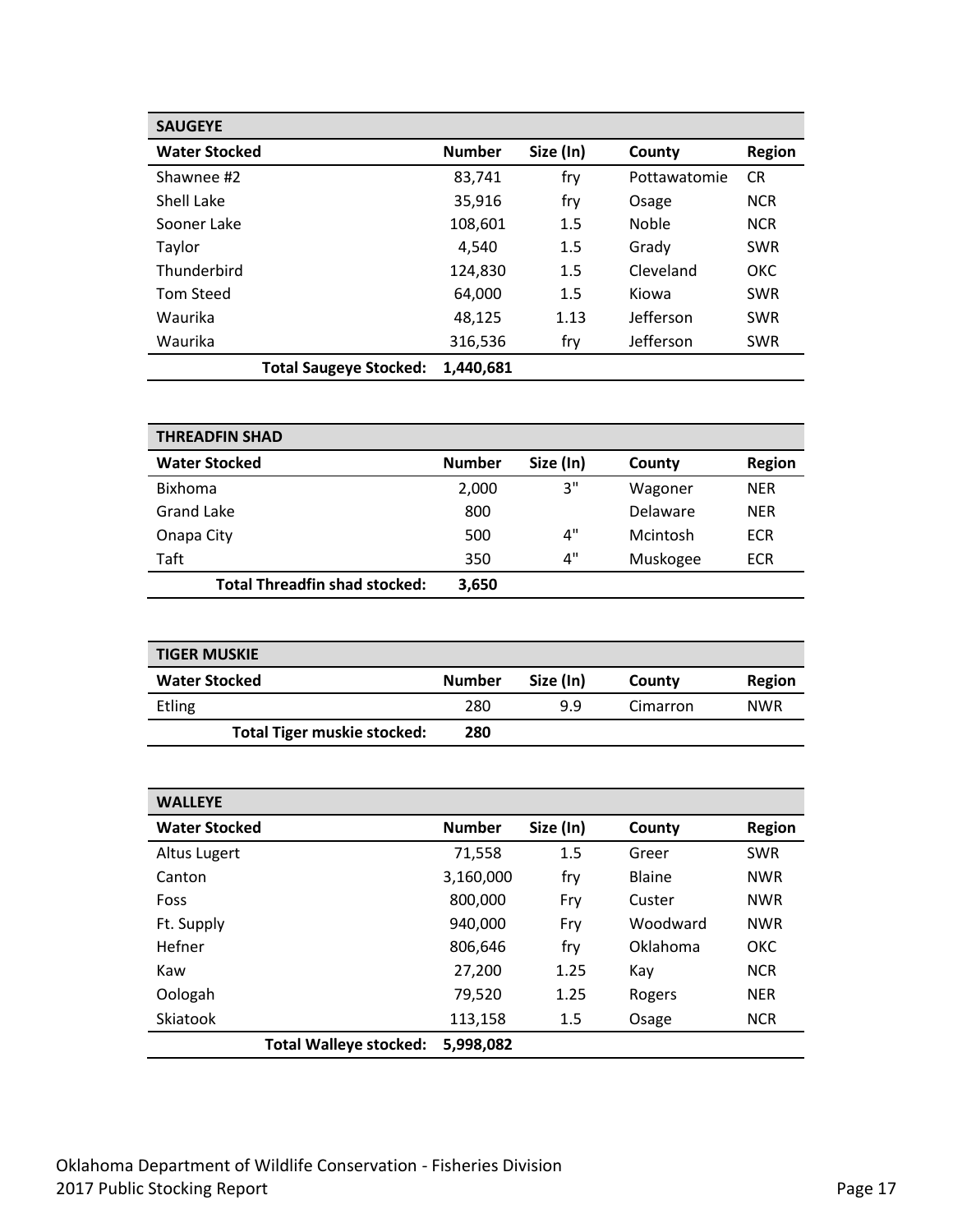| SAUGEYE | | | | |
|---|---|---|---|---|
| **Water Stocked** | **Number** | **Size (In)** | **County** | **Region** |
| Shawnee #2 | 83,741 | fry | Pottawatomie | CR |
| Shell Lake | 35,916 | fry | Osage | NCR |
| Sooner Lake | 108,601 | 1.5 | Noble | NCR |
| Taylor | 4,540 | 1.5 | Grady | SWR |
| Thunderbird | 124,830 | 1.5 | Cleveland | OKC |
| Tom Steed | 64,000 | 1.5 | Kiowa | SWR |
| Waurika | 48,125 | 1.13 | Jefferson | SWR |
| Waurika | 316,536 | fry | Jefferson | SWR |
| **Total Saugeye Stocked:** | **1,440,681** | | | |

| THREADFIN SHAD | | | | |
|---|---|---|---|---|
| **Water Stocked** | **Number** | **Size (In)** | **County** | **Region** |
| Bixhoma | 2,000 | 3" | Wagoner | NER |
| Grand Lake | 800 | | Delaware | NER |
| Onapa City | 500 | 4" | Mcintosh | ECR |
| Taft | 350 | 4" | Muskogee | ECR |
| **Total Threadfin shad stocked:** | **3,650** | | | |

| TIGER MUSKIE | | | | |
|---|---|---|---|---|
| **Water Stocked** | **Number** | **Size (In)** | **County** | **Region** |
| Etling | 280 | 9.9 | Cimarron | NWR |
| **Total Tiger muskie stocked:** | **280** | | | |

| WALLEYE | | | | |
|---|---|---|---|---|
| **Water Stocked** | **Number** | **Size (In)** | **County** | **Region** |
| Altus Lugert | 71,558 | 1.5 | Greer | SWR |
| Canton | 3,160,000 | fry | Blaine | NWR |
| Foss | 800,000 | Fry | Custer | NWR |
| Ft. Supply | 940,000 | Fry | Woodward | NWR |
| Hefner | 806,646 | fry | Oklahoma | OKC |
| Kaw | 27,200 | 1.25 | Kay | NCR |
| Oologah | 79,520 | 1.25 | Rogers | NER |
| Skiatook | 113,158 | 1.5 | Osage | NCR |
| **Total Walleye stocked:** | **5,998,082** | | | |